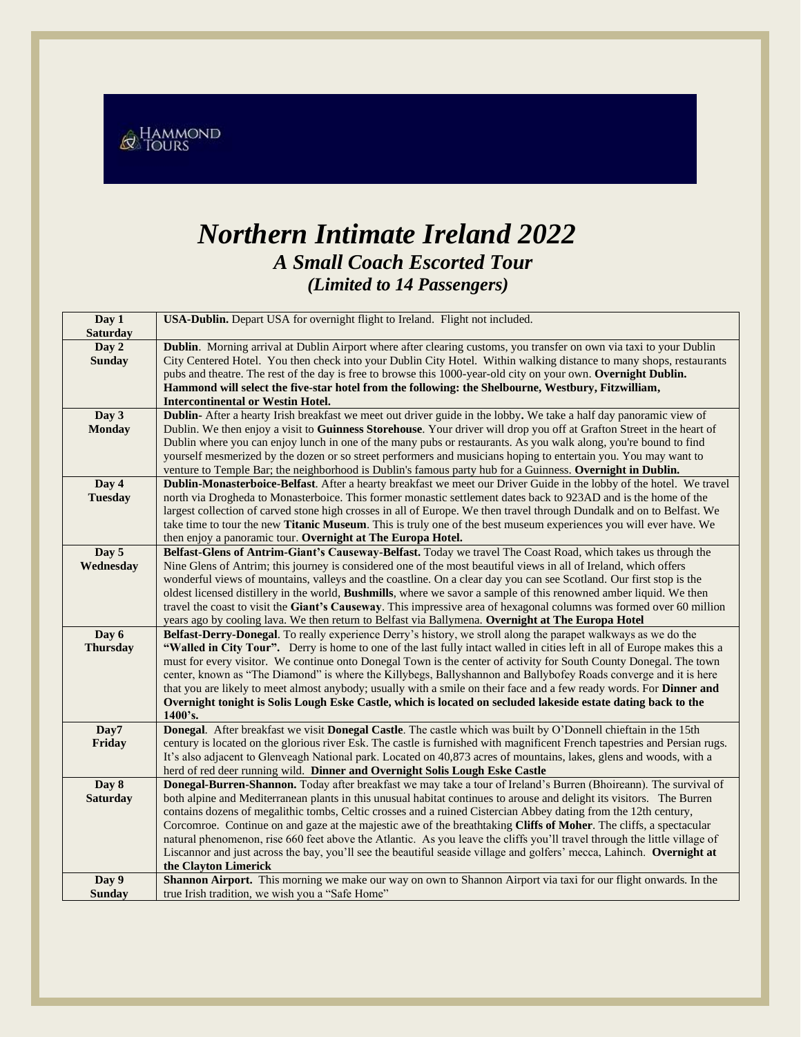HAMMOND TOURS

# *Northern Intimate Ireland 2022*

## *A Small Coach Escorted Tour*

### *(Limited to 14 Passengers)*

| Day | Itinerary |
|---|---|
| **Day 1 Saturday** | **USA-Dublin.** Depart USA for overnight flight to Ireland. Flight not included. |
| **Day 2 Sunday** | **Dublin**. Morning arrival at Dublin Airport where after clearing customs, you transfer on own via taxi to your Dublin City Centered Hotel. You then check into your Dublin City Hotel. Within walking distance to many shops, restaurants pubs and theatre. The rest of the day is free to browse this 1000-year-old city on your own. **Overnight Dublin. Hammond will select the five-star hotel from the following: the Shelbourne, Westbury, Fitzwilliam, Intercontinental or Westin Hotel.** |
| **Day 3 Monday** | **Dublin-** After a hearty Irish breakfast we meet out driver guide in the lobby**.** We take a half day panoramic view of Dublin. We then enjoy a visit to **Guinness Storehouse**. Your driver will drop you off at Grafton Street in the heart of Dublin where you can enjoy lunch in one of the many pubs or restaurants. As you walk along, you're bound to find yourself mesmerized by the dozen or so street performers and musicians hoping to entertain you. You may want to venture to Temple Bar; the neighborhood is Dublin's famous party hub for a Guinness. **Overnight in Dublin.** |
| **Day 4 Tuesday** | **Dublin-Monasterboice-Belfast**. After a hearty breakfast we meet our Driver Guide in the lobby of the hotel. We travel north via Drogheda to Monasterboice. This former monastic settlement dates back to 923AD and is the home of the largest collection of carved stone high crosses in all of Europe. We then travel through Dundalk and on to Belfast. We take time to tour the new **Titanic Museum**. This is truly one of the best museum experiences you will ever have. We then enjoy a panoramic tour. **Overnight at The Europa Hotel.** |
| **Day 5 Wednesday** | **Belfast-Glens of Antrim-Giant's Causeway-Belfast.** Today we travel The Coast Road, which takes us through the Nine Glens of Antrim; this journey is considered one of the most beautiful views in all of Ireland, which offers wonderful views of mountains, valleys and the coastline. On a clear day you can see Scotland. Our first stop is the oldest licensed distillery in the world, **Bushmills**, where we savor a sample of this renowned amber liquid. We then travel the coast to visit the **Giant's Causeway**. This impressive area of hexagonal columns was formed over 60 million years ago by cooling lava. We then return to Belfast via Ballymena. **Overnight at The Europa Hotel** |
| **Day 6 Thursday** | **Belfast-Derry-Donegal**. To really experience Derry's history, we stroll along the parapet walkways as we do the **"Walled in City Tour".** Derry is home to one of the last fully intact walled in cities left in all of Europe makes this a must for every visitor. We continue onto Donegal Town is the center of activity for South County Donegal. The town center, known as "The Diamond" is where the Killybegs, Ballyshannon and Ballybofey Roads converge and it is here that you are likely to meet almost anybody; usually with a smile on their face and a few ready words. For **Dinner and Overnight tonight is Solis Lough Eske Castle, which is located on secluded lakeside estate dating back to the 1400's.** |
| **Day7 Friday** | **Donegal**. After breakfast we visit **Donegal Castle**. The castle which was built by O'Donnell chieftain in the 15th century is located on the glorious river Esk. The castle is furnished with magnificent French tapestries and Persian rugs. It's also adjacent to Glenveagh National park. Located on 40,873 acres of mountains, lakes, glens and woods, with a herd of red deer running wild. **Dinner and Overnight Solis Lough Eske Castle** |
| **Day 8 Saturday** | **Donegal-Burren-Shannon.** Today after breakfast we may take a tour of Ireland's Burren (Bhoireann). The survival of both alpine and Mediterranean plants in this unusual habitat continues to arouse and delight its visitors. The Burren contains dozens of megalithic tombs, Celtic crosses and a ruined Cistercian Abbey dating from the 12th century, Corcomroe. Continue on and gaze at the majestic awe of the breathtaking **Cliffs of Moher**. The cliffs, a spectacular natural phenomenon, rise 660 feet above the Atlantic. As you leave the cliffs you'll travel through the little village of Liscannor and just across the bay, you'll see the beautiful seaside village and golfers' mecca, Lahinch. **Overnight at the Clayton Limerick** |
| **Day 9 Sunday** | **Shannon Airport.** This morning we make our way on own to Shannon Airport via taxi for our flight onwards. In the true Irish tradition, we wish you a "Safe Home" |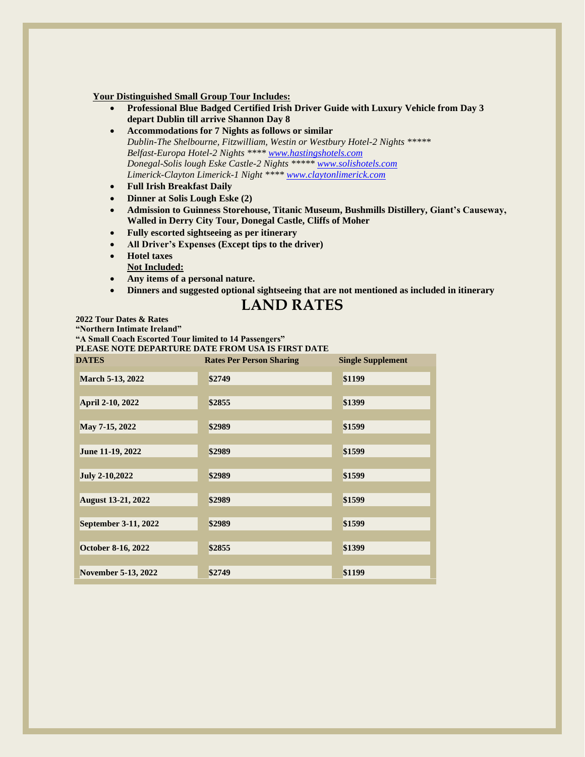**Your Distinguished Small Group Tour Includes:**

- **Professional Blue Badged Certified Irish Driver Guide with Luxury Vehicle from Day 3 depart Dublin till arrive Shannon Day 8**
- **Accommodations for 7 Nights as follows or similar**
  *Dublin-The Shelbourne, Fitzwilliam, Westin or Westbury Hotel-2 Nights *****
  *Belfast-Europa Hotel-2 Nights **** www.hastingshotels.com*
  *Donegal-Solis lough Eske Castle-2 Nights ***** www.solishotels.com*
  *Limerick-Clayton Limerick-1 Night **** www.claytonlimerick.com*
- **Full Irish Breakfast Daily**
- **Dinner at Solis Lough Eske (2)**
- **Admission to Guinness Storehouse, Titanic Museum, Bushmills Distillery, Giant's Causeway, Walled in Derry City Tour, Donegal Castle, Cliffs of Moher**
- **Fully escorted sightseeing as per itinerary**
- **All Driver's Expenses (Except tips to the driver)**
- **Hotel taxes**

**Not Included:**

- **Any items of a personal nature.**
- **Dinners and suggested optional sightseeing that are not mentioned as included in itinerary**

# LAND RATES

**2022 Tour Dates & Rates**
**"Northern Intimate Ireland"**
**"A Small Coach Escorted Tour limited to 14 Passengers"**
**PLEASE NOTE DEPARTURE DATE FROM USA IS FIRST DATE**

| DATES | Rates Per Person Sharing | Single Supplement |
|---|---|---|
| March 5-13, 2022 | $2749 | $1199 |
| April 2-10, 2022 | $2855 | $1399 |
| May 7-15, 2022 | $2989 | $1599 |
| June 11-19, 2022 | $2989 | $1599 |
| July 2-10,2022 | $2989 | $1599 |
| August 13-21, 2022 | $2989 | $1599 |
| September 3-11, 2022 | $2989 | $1599 |
| October 8-16, 2022 | $2855 | $1399 |
| November 5-13, 2022 | $2749 | $1199 |